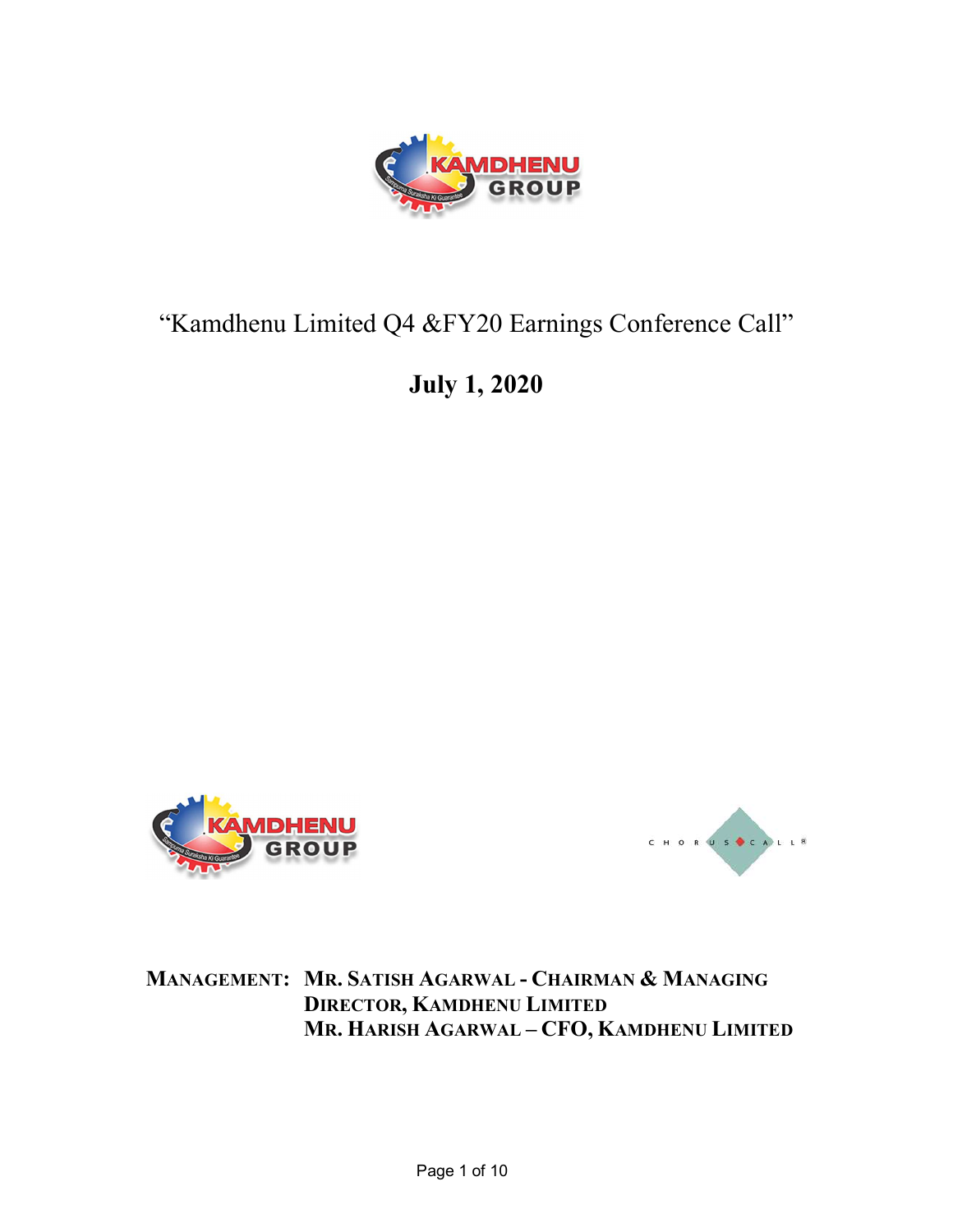# "Kamdhenu Limited Q4 &FY20 Earnings Conference Call"

## July 1, 2020

**MANAGEMENT:** **MR. SATISH AGARWAL - CHAIRMAN & MANAGING DIRECTOR, KAMDHENU LIMITED**
**MR. HARISH AGARWAL – CFO, KAMDHENU LIMITED**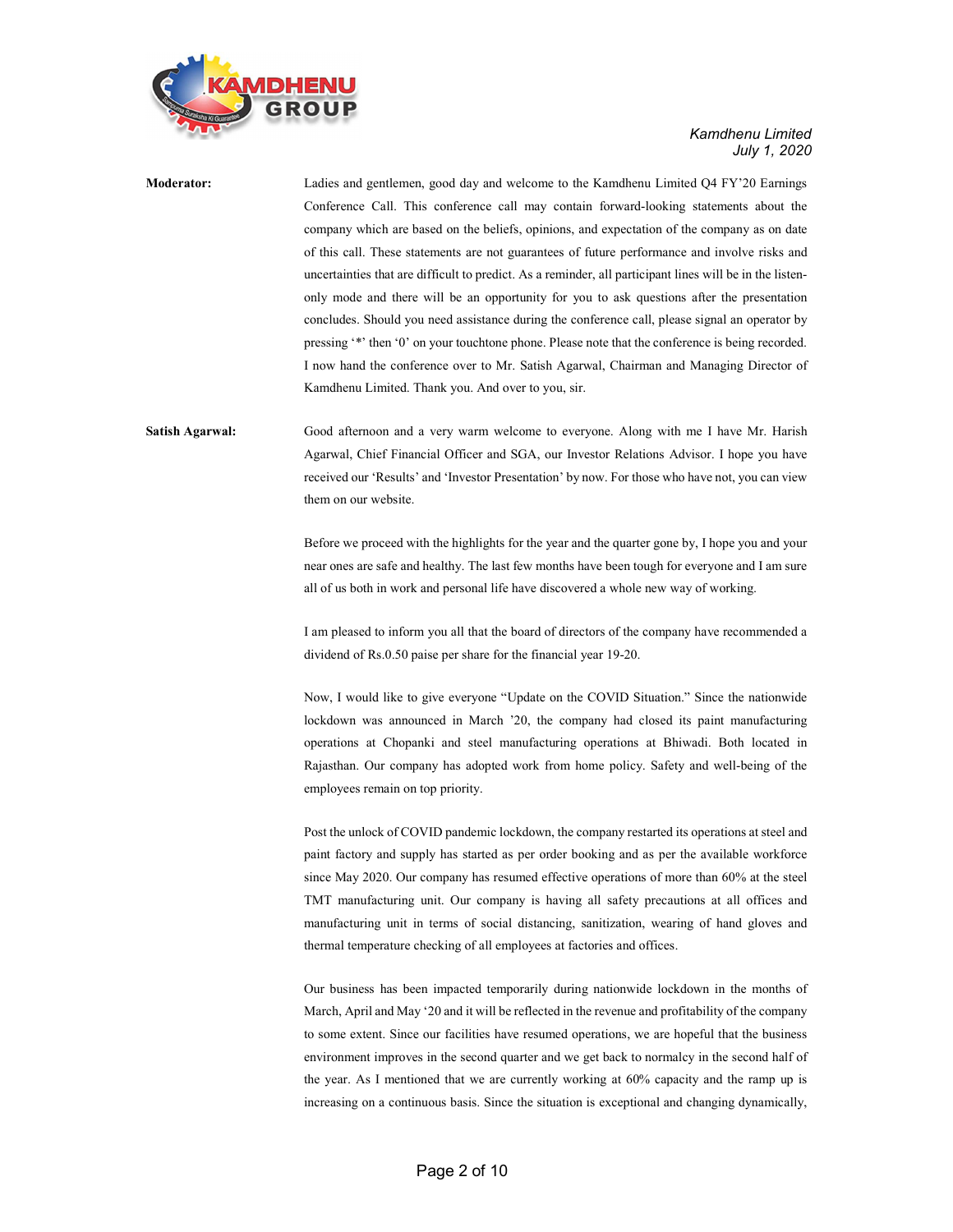**Moderator:** Ladies and gentlemen, good day and welcome to the Kamdhenu Limited Q4 FY'20 Earnings Conference Call. This conference call may contain forward-looking statements about the company which are based on the beliefs, opinions, and expectation of the company as on date of this call. These statements are not guarantees of future performance and involve risks and uncertainties that are difficult to predict. As a reminder, all participant lines will be in the listen-only mode and there will be an opportunity for you to ask questions after the presentation concludes. Should you need assistance during the conference call, please signal an operator by pressing '*' then '0' on your touchtone phone. Please note that the conference is being recorded. I now hand the conference over to Mr. Satish Agarwal, Chairman and Managing Director of Kamdhenu Limited. Thank you. And over to you, sir.

**Satish Agarwal:** Good afternoon and a very warm welcome to everyone. Along with me I have Mr. Harish Agarwal, Chief Financial Officer and SGA, our Investor Relations Advisor. I hope you have received our 'Results' and 'Investor Presentation' by now. For those who have not, you can view them on our website.

Before we proceed with the highlights for the year and the quarter gone by, I hope you and your near ones are safe and healthy. The last few months have been tough for everyone and I am sure all of us both in work and personal life have discovered a whole new way of working.

I am pleased to inform you all that the board of directors of the company have recommended a dividend of Rs.0.50 paise per share for the financial year 19-20.

Now, I would like to give everyone "Update on the COVID Situation." Since the nationwide lockdown was announced in March '20, the company had closed its paint manufacturing operations at Chopanki and steel manufacturing operations at Bhiwadi. Both located in Rajasthan. Our company has adopted work from home policy. Safety and well-being of the employees remain on top priority.

Post the unlock of COVID pandemic lockdown, the company restarted its operations at steel and paint factory and supply has started as per order booking and as per the available workforce since May 2020. Our company has resumed effective operations of more than 60% at the steel TMT manufacturing unit. Our company is having all safety precautions at all offices and manufacturing unit in terms of social distancing, sanitization, wearing of hand gloves and thermal temperature checking of all employees at factories and offices.

Our business has been impacted temporarily during nationwide lockdown in the months of March, April and May '20 and it will be reflected in the revenue and profitability of the company to some extent. Since our facilities have resumed operations, we are hopeful that the business environment improves in the second quarter and we get back to normalcy in the second half of the year. As I mentioned that we are currently working at 60% capacity and the ramp up is increasing on a continuous basis. Since the situation is exceptional and changing dynamically,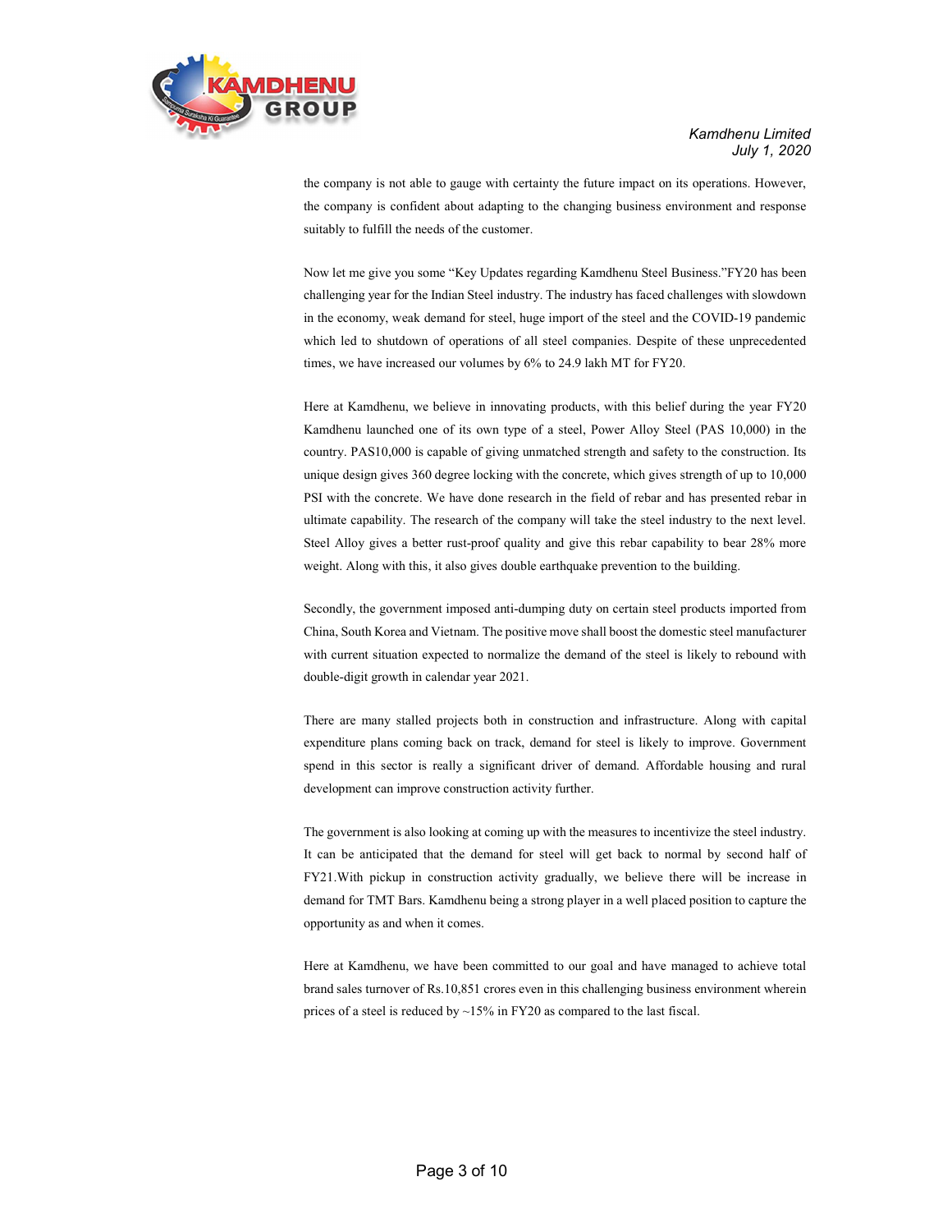the company is not able to gauge with certainty the future impact on its operations. However, the company is confident about adapting to the changing business environment and response suitably to fulfill the needs of the customer.

Now let me give you some "Key Updates regarding Kamdhenu Steel Business."FY20 has been challenging year for the Indian Steel industry. The industry has faced challenges with slowdown in the economy, weak demand for steel, huge import of the steel and the COVID-19 pandemic which led to shutdown of operations of all steel companies. Despite of these unprecedented times, we have increased our volumes by 6% to 24.9 lakh MT for FY20.

Here at Kamdhenu, we believe in innovating products, with this belief during the year FY20 Kamdhenu launched one of its own type of a steel, Power Alloy Steel (PAS 10,000) in the country. PAS10,000 is capable of giving unmatched strength and safety to the construction. Its unique design gives 360 degree locking with the concrete, which gives strength of up to 10,000 PSI with the concrete. We have done research in the field of rebar and has presented rebar in ultimate capability. The research of the company will take the steel industry to the next level. Steel Alloy gives a better rust-proof quality and give this rebar capability to bear 28% more weight. Along with this, it also gives double earthquake prevention to the building.

Secondly, the government imposed anti-dumping duty on certain steel products imported from China, South Korea and Vietnam. The positive move shall boost the domestic steel manufacturer with current situation expected to normalize the demand of the steel is likely to rebound with double-digit growth in calendar year 2021.

There are many stalled projects both in construction and infrastructure. Along with capital expenditure plans coming back on track, demand for steel is likely to improve. Government spend in this sector is really a significant driver of demand. Affordable housing and rural development can improve construction activity further.

The government is also looking at coming up with the measures to incentivize the steel industry. It can be anticipated that the demand for steel will get back to normal by second half of FY21.With pickup in construction activity gradually, we believe there will be increase in demand for TMT Bars. Kamdhenu being a strong player in a well placed position to capture the opportunity as and when it comes.

Here at Kamdhenu, we have been committed to our goal and have managed to achieve total brand sales turnover of Rs.10,851 crores even in this challenging business environment wherein prices of a steel is reduced by ~15% in FY20 as compared to the last fiscal.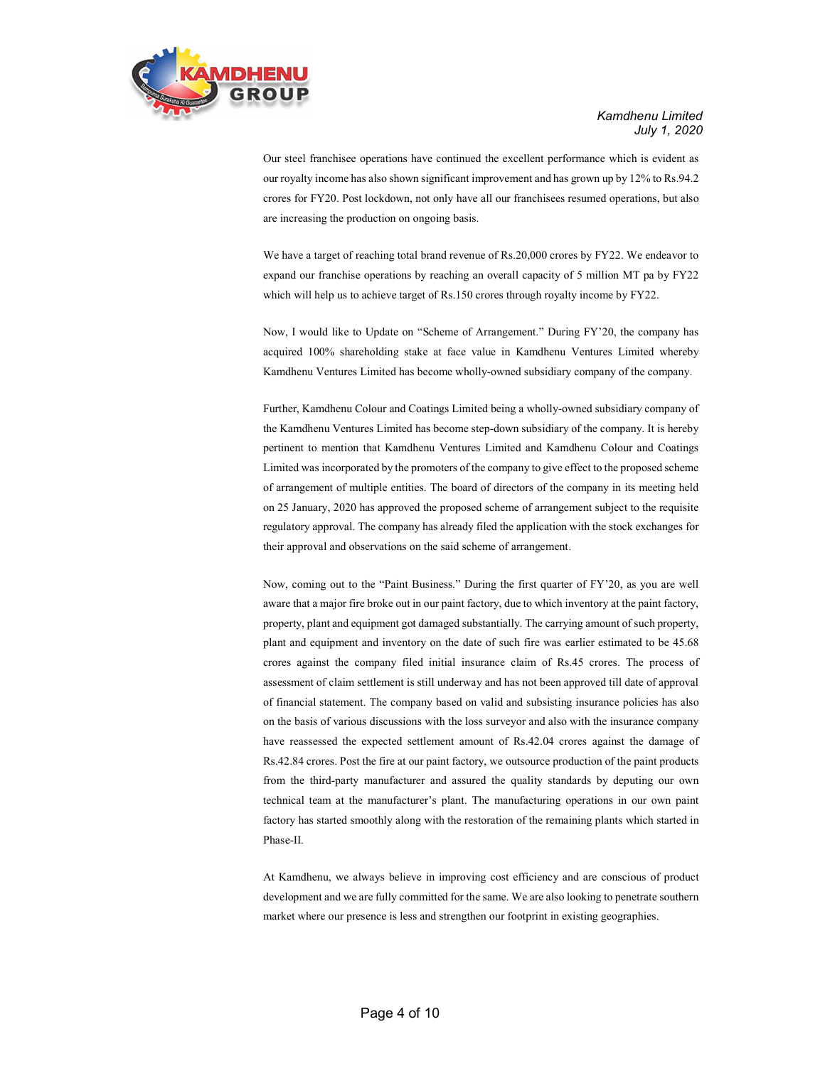Our steel franchisee operations have continued the excellent performance which is evident as our royalty income has also shown significant improvement and has grown up by 12% to Rs.94.2 crores for FY20. Post lockdown, not only have all our franchisees resumed operations, but also are increasing the production on ongoing basis.

We have a target of reaching total brand revenue of Rs.20,000 crores by FY22. We endeavor to expand our franchise operations by reaching an overall capacity of 5 million MT pa by FY22 which will help us to achieve target of Rs.150 crores through royalty income by FY22.

Now, I would like to Update on "Scheme of Arrangement." During FY'20, the company has acquired 100% shareholding stake at face value in Kamdhenu Ventures Limited whereby Kamdhenu Ventures Limited has become wholly-owned subsidiary company of the company.

Further, Kamdhenu Colour and Coatings Limited being a wholly-owned subsidiary company of the Kamdhenu Ventures Limited has become step-down subsidiary of the company. It is hereby pertinent to mention that Kamdhenu Ventures Limited and Kamdhenu Colour and Coatings Limited was incorporated by the promoters of the company to give effect to the proposed scheme of arrangement of multiple entities. The board of directors of the company in its meeting held on 25 January, 2020 has approved the proposed scheme of arrangement subject to the requisite regulatory approval. The company has already filed the application with the stock exchanges for their approval and observations on the said scheme of arrangement.

Now, coming out to the "Paint Business." During the first quarter of FY'20, as you are well aware that a major fire broke out in our paint factory, due to which inventory at the paint factory, property, plant and equipment got damaged substantially. The carrying amount of such property, plant and equipment and inventory on the date of such fire was earlier estimated to be 45.68 crores against the company filed initial insurance claim of Rs.45 crores. The process of assessment of claim settlement is still underway and has not been approved till date of approval of financial statement. The company based on valid and subsisting insurance policies has also on the basis of various discussions with the loss surveyor and also with the insurance company have reassessed the expected settlement amount of Rs.42.04 crores against the damage of Rs.42.84 crores. Post the fire at our paint factory, we outsource production of the paint products from the third-party manufacturer and assured the quality standards by deputing our own technical team at the manufacturer's plant. The manufacturing operations in our own paint factory has started smoothly along with the restoration of the remaining plants which started in Phase-II.

At Kamdhenu, we always believe in improving cost efficiency and are conscious of product development and we are fully committed for the same. We are also looking to penetrate southern market where our presence is less and strengthen our footprint in existing geographies.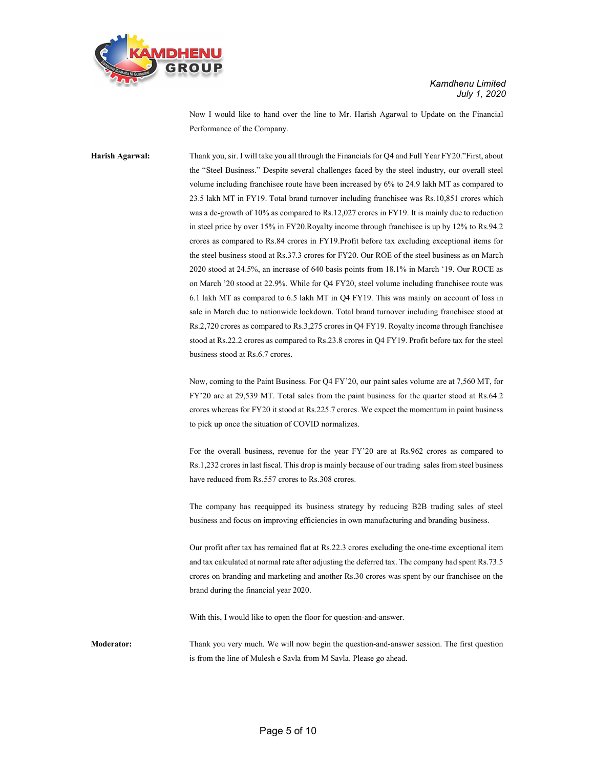Now I would like to hand over the line to Mr. Harish Agarwal to Update on the Financial Performance of the Company.

**Harish Agarwal:** Thank you, sir. I will take you all through the Financials for Q4 and Full Year FY20."First, about the "Steel Business." Despite several challenges faced by the steel industry, our overall steel volume including franchisee route have been increased by 6% to 24.9 lakh MT as compared to 23.5 lakh MT in FY19. Total brand turnover including franchisee was Rs.10,851 crores which was a de-growth of 10% as compared to Rs.12,027 crores in FY19. It is mainly due to reduction in steel price by over 15% in FY20.Royalty income through franchisee is up by 12% to Rs.94.2 crores as compared to Rs.84 crores in FY19.Profit before tax excluding exceptional items for the steel business stood at Rs.37.3 crores for FY20. Our ROE of the steel business as on March 2020 stood at 24.5%, an increase of 640 basis points from 18.1% in March '19. Our ROCE as on March '20 stood at 22.9%. While for Q4 FY20, steel volume including franchisee route was 6.1 lakh MT as compared to 6.5 lakh MT in Q4 FY19. This was mainly on account of loss in sale in March due to nationwide lockdown. Total brand turnover including franchisee stood at Rs.2,720 crores as compared to Rs.3,275 crores in Q4 FY19. Royalty income through franchisee stood at Rs.22.2 crores as compared to Rs.23.8 crores in Q4 FY19. Profit before tax for the steel business stood at Rs.6.7 crores.

Now, coming to the Paint Business. For Q4 FY'20, our paint sales volume are at 7,560 MT, for FY'20 are at 29,539 MT. Total sales from the paint business for the quarter stood at Rs.64.2 crores whereas for FY20 it stood at Rs.225.7 crores. We expect the momentum in paint business to pick up once the situation of COVID normalizes.

For the overall business, revenue for the year FY'20 are at Rs.962 crores as compared to Rs.1,232 crores in last fiscal. This drop is mainly because of our trading sales from steel business have reduced from Rs.557 crores to Rs.308 crores.

The company has reequipped its business strategy by reducing B2B trading sales of steel business and focus on improving efficiencies in own manufacturing and branding business.

Our profit after tax has remained flat at Rs.22.3 crores excluding the one-time exceptional item and tax calculated at normal rate after adjusting the deferred tax. The company had spent Rs.73.5 crores on branding and marketing and another Rs.30 crores was spent by our franchisee on the brand during the financial year 2020.

With this, I would like to open the floor for question-and-answer.

**Moderator:** Thank you very much. We will now begin the question-and-answer session. The first question is from the line of Mulesh e Savla from M Savla. Please go ahead.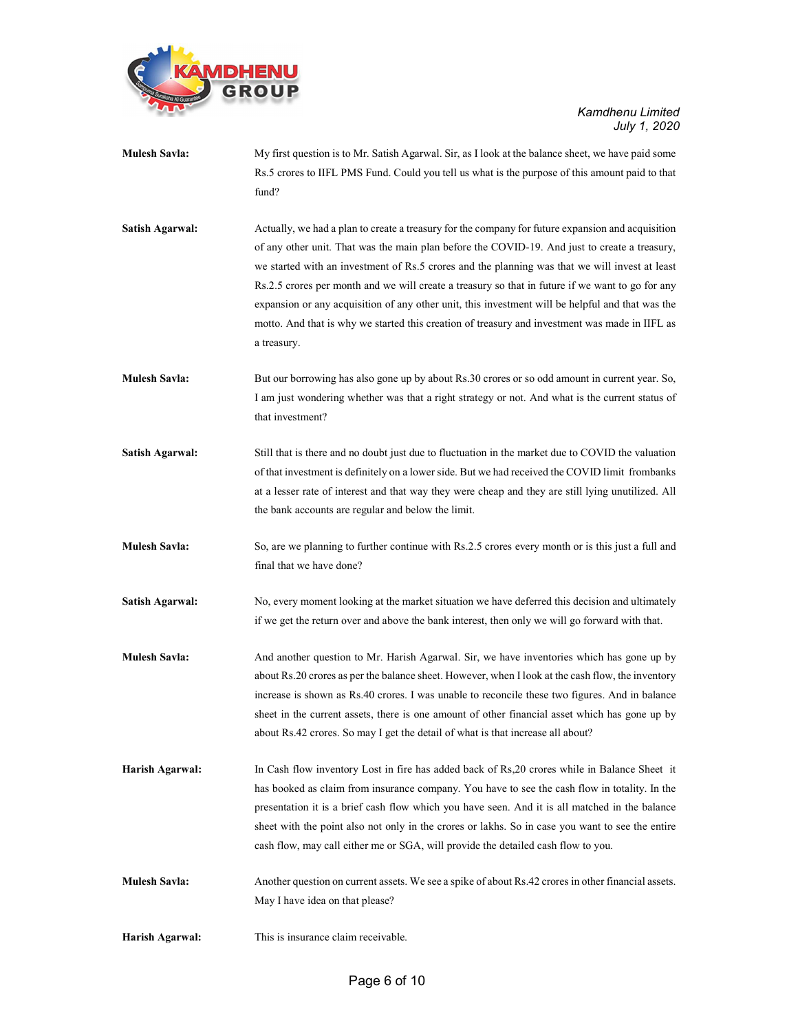**Mulesh Savla:** My first question is to Mr. Satish Agarwal. Sir, as I look at the balance sheet, we have paid some Rs.5 crores to IIFL PMS Fund. Could you tell us what is the purpose of this amount paid to that fund?

**Satish Agarwal:** Actually, we had a plan to create a treasury for the company for future expansion and acquisition of any other unit. That was the main plan before the COVID-19. And just to create a treasury, we started with an investment of Rs.5 crores and the planning was that we will invest at least Rs.2.5 crores per month and we will create a treasury so that in future if we want to go for any expansion or any acquisition of any other unit, this investment will be helpful and that was the motto. And that is why we started this creation of treasury and investment was made in IIFL as a treasury.

**Mulesh Savla:** But our borrowing has also gone up by about Rs.30 crores or so odd amount in current year. So, I am just wondering whether was that a right strategy or not. And what is the current status of that investment?

**Satish Agarwal:** Still that is there and no doubt just due to fluctuation in the market due to COVID the valuation of that investment is definitely on a lower side. But we had received the COVID limit frombanks at a lesser rate of interest and that way they were cheap and they are still lying unutilized. All the bank accounts are regular and below the limit.

**Mulesh Savla:** So, are we planning to further continue with Rs.2.5 crores every month or is this just a full and final that we have done?

**Satish Agarwal:** No, every moment looking at the market situation we have deferred this decision and ultimately if we get the return over and above the bank interest, then only we will go forward with that.

**Mulesh Savla:** And another question to Mr. Harish Agarwal. Sir, we have inventories which has gone up by about Rs.20 crores as per the balance sheet. However, when I look at the cash flow, the inventory increase is shown as Rs.40 crores. I was unable to reconcile these two figures. And in balance sheet in the current assets, there is one amount of other financial asset which has gone up by about Rs.42 crores. So may I get the detail of what is that increase all about?

**Harish Agarwal:** In Cash flow inventory Lost in fire has added back of Rs,20 crores while in Balance Sheet it has booked as claim from insurance company. You have to see the cash flow in totality. In the presentation it is a brief cash flow which you have seen. And it is all matched in the balance sheet with the point also not only in the crores or lakhs. So in case you want to see the entire cash flow, may call either me or SGA, will provide the detailed cash flow to you.

**Mulesh Savla:** Another question on current assets. We see a spike of about Rs.42 crores in other financial assets. May I have idea on that please?

**Harish Agarwal:** This is insurance claim receivable.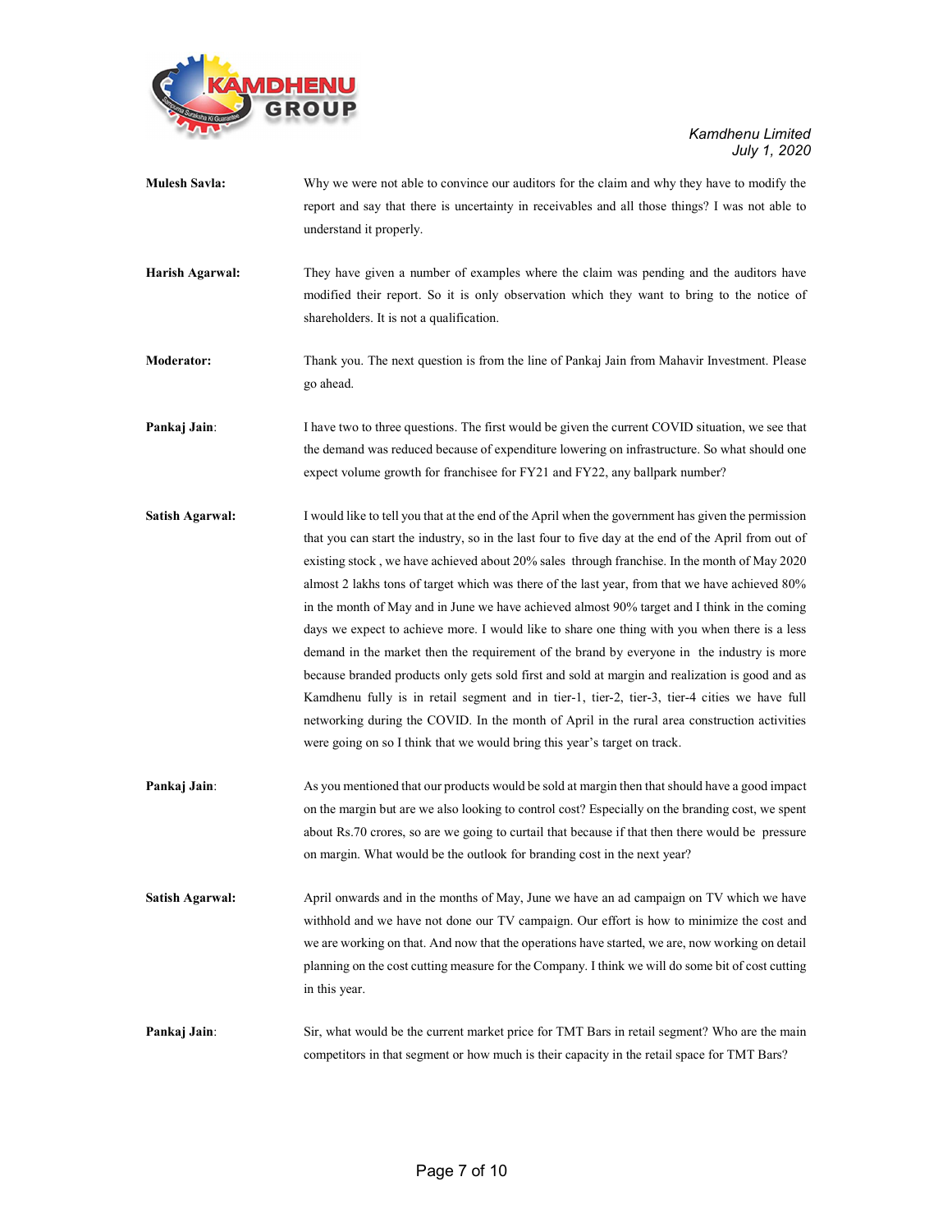**Mulesh Savla:** Why we were not able to convince our auditors for the claim and why they have to modify the report and say that there is uncertainty in receivables and all those things? I was not able to understand it properly.

**Harish Agarwal:** They have given a number of examples where the claim was pending and the auditors have modified their report. So it is only observation which they want to bring to the notice of shareholders. It is not a qualification.

**Moderator:** Thank you. The next question is from the line of Pankaj Jain from Mahavir Investment. Please go ahead.

**Pankaj Jain:** I have two to three questions. The first would be given the current COVID situation, we see that the demand was reduced because of expenditure lowering on infrastructure. So what should one expect volume growth for franchisee for FY21 and FY22, any ballpark number?

**Satish Agarwal:** I would like to tell you that at the end of the April when the government has given the permission that you can start the industry, so in the last four to five day at the end of the April from out of existing stock , we have achieved about 20% sales through franchise. In the month of May 2020 almost 2 lakhs tons of target which was there of the last year, from that we have achieved 80% in the month of May and in June we have achieved almost 90% target and I think in the coming days we expect to achieve more. I would like to share one thing with you when there is a less demand in the market then the requirement of the brand by everyone in the industry is more because branded products only gets sold first and sold at margin and realization is good and as Kamdhenu fully is in retail segment and in tier-1, tier-2, tier-3, tier-4 cities we have full networking during the COVID. In the month of April in the rural area construction activities were going on so I think that we would bring this year's target on track.

**Pankaj Jain:** As you mentioned that our products would be sold at margin then that should have a good impact on the margin but are we also looking to control cost? Especially on the branding cost, we spent about Rs.70 crores, so are we going to curtail that because if that then there would be pressure on margin. What would be the outlook for branding cost in the next year?

**Satish Agarwal:** April onwards and in the months of May, June we have an ad campaign on TV which we have withhold and we have not done our TV campaign. Our effort is how to minimize the cost and we are working on that. And now that the operations have started, we are, now working on detail planning on the cost cutting measure for the Company. I think we will do some bit of cost cutting in this year.

**Pankaj Jain:** Sir, what would be the current market price for TMT Bars in retail segment? Who are the main competitors in that segment or how much is their capacity in the retail space for TMT Bars?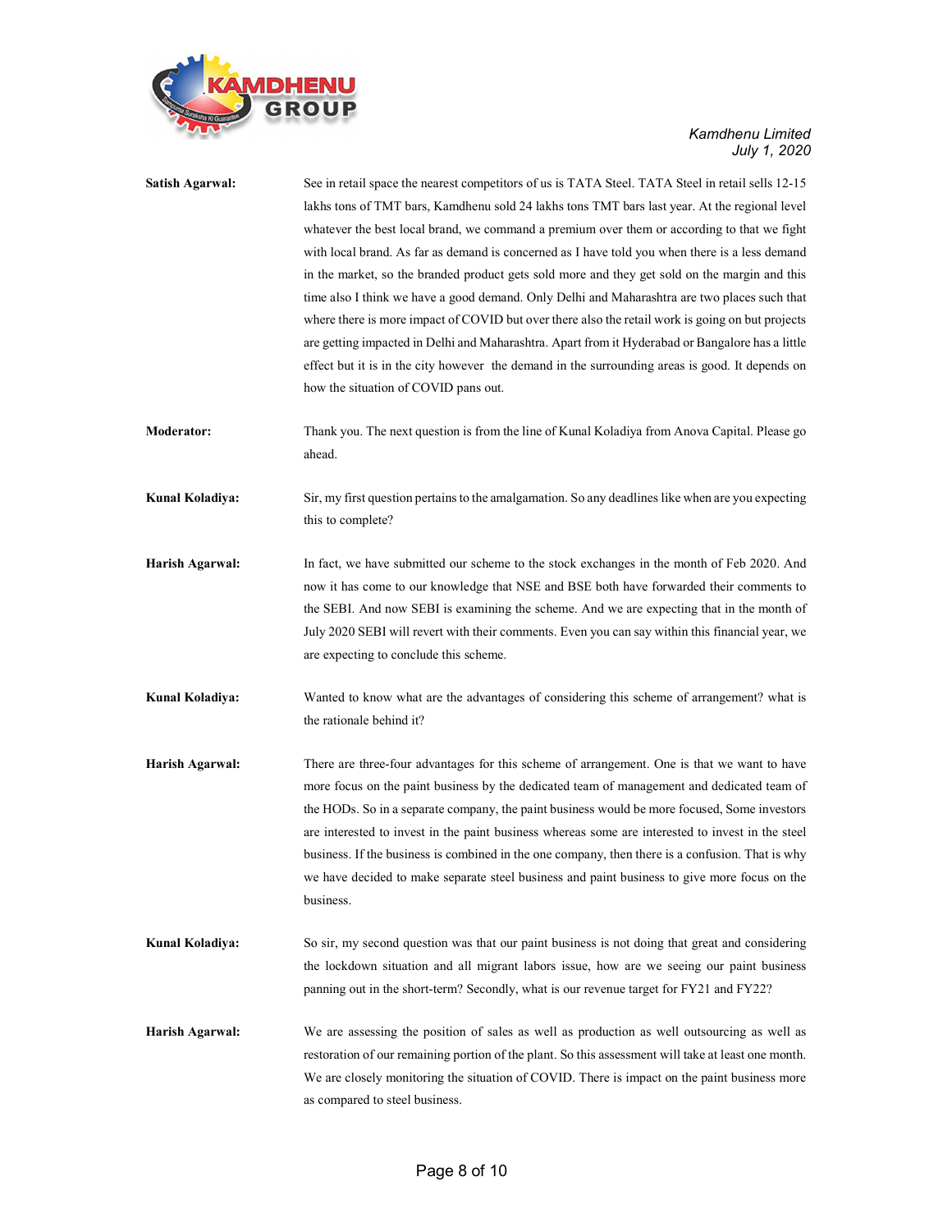**Satish Agarwal:** See in retail space the nearest competitors of us is TATA Steel. TATA Steel in retail sells 12-15 lakhs tons of TMT bars, Kamdhenu sold 24 lakhs tons TMT bars last year. At the regional level whatever the best local brand, we command a premium over them or according to that we fight with local brand. As far as demand is concerned as I have told you when there is a less demand in the market, so the branded product gets sold more and they get sold on the margin and this time also I think we have a good demand. Only Delhi and Maharashtra are two places such that where there is more impact of COVID but over there also the retail work is going on but projects are getting impacted in Delhi and Maharashtra. Apart from it Hyderabad or Bangalore has a little effect but it is in the city however the demand in the surrounding areas is good. It depends on how the situation of COVID pans out.

**Moderator:** Thank you. The next question is from the line of Kunal Koladiya from Anova Capital. Please go ahead.

**Kunal Koladiya:** Sir, my first question pertains to the amalgamation. So any deadlines like when are you expecting this to complete?

**Harish Agarwal:** In fact, we have submitted our scheme to the stock exchanges in the month of Feb 2020. And now it has come to our knowledge that NSE and BSE both have forwarded their comments to the SEBI. And now SEBI is examining the scheme. And we are expecting that in the month of July 2020 SEBI will revert with their comments. Even you can say within this financial year, we are expecting to conclude this scheme.

**Kunal Koladiya:** Wanted to know what are the advantages of considering this scheme of arrangement? what is the rationale behind it?

**Harish Agarwal:** There are three-four advantages for this scheme of arrangement. One is that we want to have more focus on the paint business by the dedicated team of management and dedicated team of the HODs. So in a separate company, the paint business would be more focused, Some investors are interested to invest in the paint business whereas some are interested to invest in the steel business. If the business is combined in the one company, then there is a confusion. That is why we have decided to make separate steel business and paint business to give more focus on the business.

**Kunal Koladiya:** So sir, my second question was that our paint business is not doing that great and considering the lockdown situation and all migrant labors issue, how are we seeing our paint business panning out in the short-term? Secondly, what is our revenue target for FY21 and FY22?

**Harish Agarwal:** We are assessing the position of sales as well as production as well outsourcing as well as restoration of our remaining portion of the plant. So this assessment will take at least one month. We are closely monitoring the situation of COVID. There is impact on the paint business more as compared to steel business.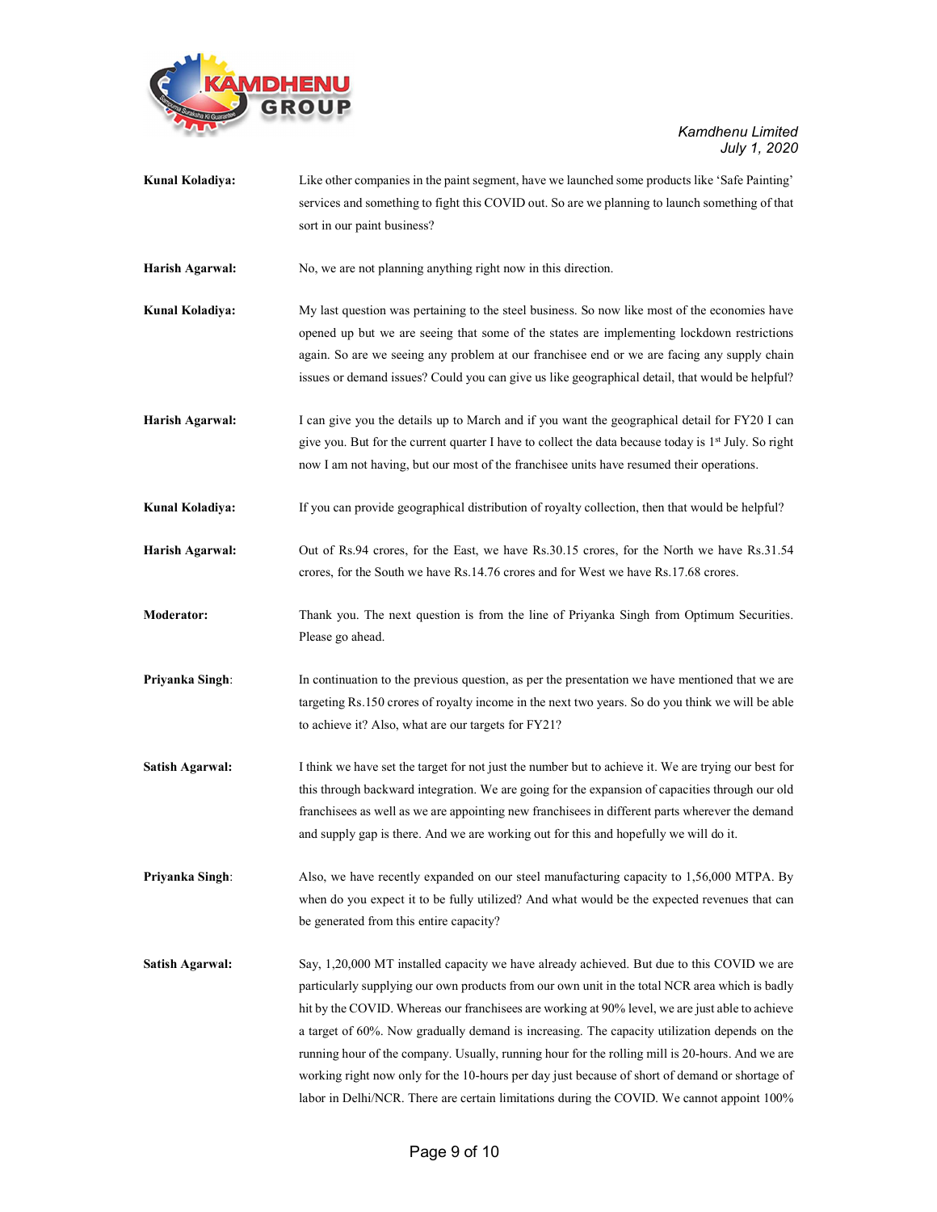**Kunal Koladiya:** Like other companies in the paint segment, have we launched some products like 'Safe Painting' services and something to fight this COVID out. So are we planning to launch something of that sort in our paint business?

**Harish Agarwal:** No, we are not planning anything right now in this direction.

**Kunal Koladiya:** My last question was pertaining to the steel business. So now like most of the economies have opened up but we are seeing that some of the states are implementing lockdown restrictions again. So are we seeing any problem at our franchisee end or we are facing any supply chain issues or demand issues? Could you can give us like geographical detail, that would be helpful?

**Harish Agarwal:** I can give you the details up to March and if you want the geographical detail for FY20 I can give you. But for the current quarter I have to collect the data because today is 1st July. So right now I am not having, but our most of the franchisee units have resumed their operations.

**Kunal Koladiya:** If you can provide geographical distribution of royalty collection, then that would be helpful?

**Harish Agarwal:** Out of Rs.94 crores, for the East, we have Rs.30.15 crores, for the North we have Rs.31.54 crores, for the South we have Rs.14.76 crores and for West we have Rs.17.68 crores.

**Moderator:** Thank you. The next question is from the line of Priyanka Singh from Optimum Securities. Please go ahead.

**Priyanka Singh**: In continuation to the previous question, as per the presentation we have mentioned that we are targeting Rs.150 crores of royalty income in the next two years. So do you think we will be able to achieve it? Also, what are our targets for FY21?

**Satish Agarwal:** I think we have set the target for not just the number but to achieve it. We are trying our best for this through backward integration. We are going for the expansion of capacities through our old franchisees as well as we are appointing new franchisees in different parts wherever the demand and supply gap is there. And we are working out for this and hopefully we will do it.

**Priyanka Singh**: Also, we have recently expanded on our steel manufacturing capacity to 1,56,000 MTPA. By when do you expect it to be fully utilized? And what would be the expected revenues that can be generated from this entire capacity?

**Satish Agarwal:** Say, 1,20,000 MT installed capacity we have already achieved. But due to this COVID we are particularly supplying our own products from our own unit in the total NCR area which is badly hit by the COVID. Whereas our franchisees are working at 90% level, we are just able to achieve a target of 60%. Now gradually demand is increasing. The capacity utilization depends on the running hour of the company. Usually, running hour for the rolling mill is 20-hours. And we are working right now only for the 10-hours per day just because of short of demand or shortage of labor in Delhi/NCR. There are certain limitations during the COVID. We cannot appoint 100%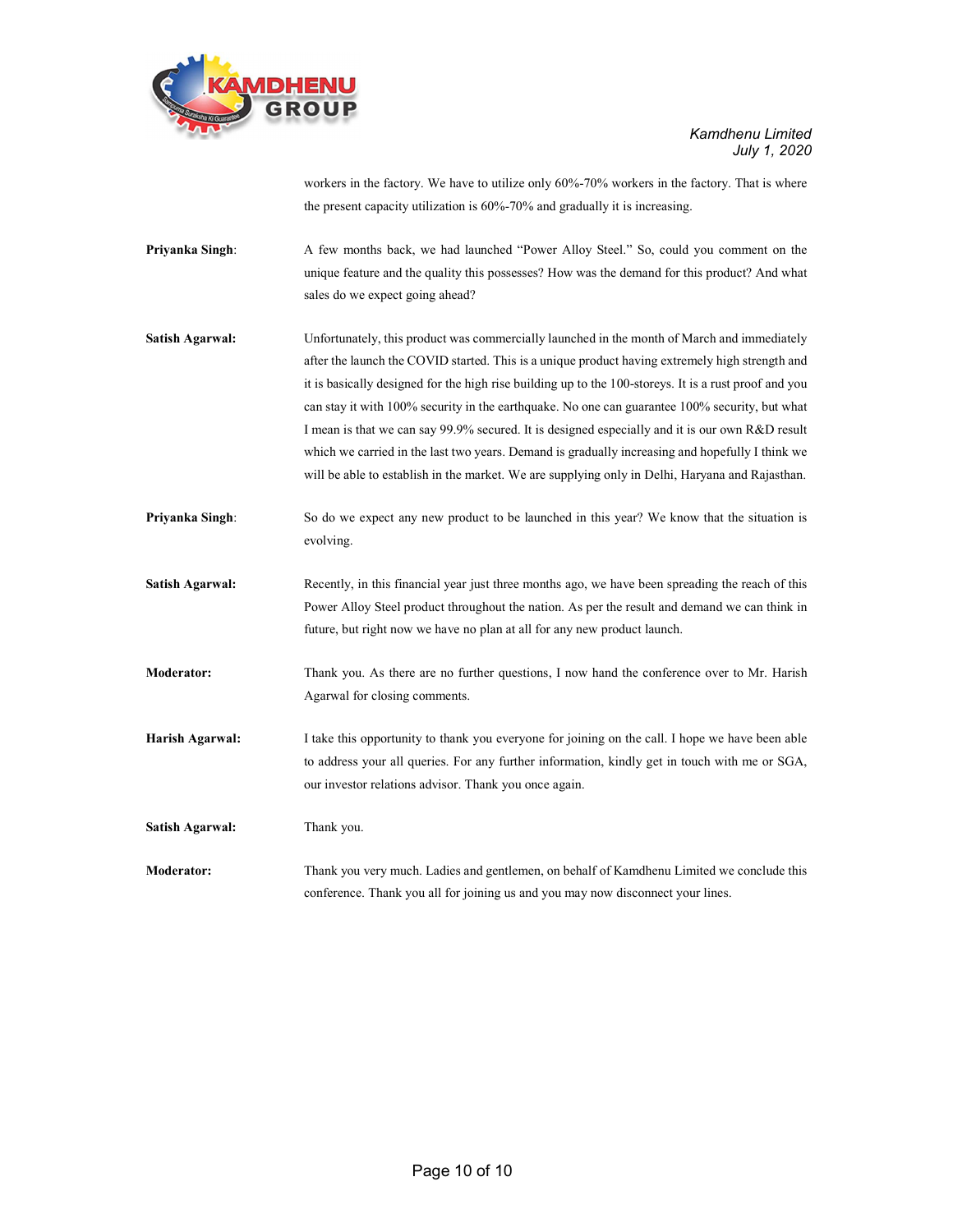workers in the factory. We have to utilize only 60%-70% workers in the factory. That is where the present capacity utilization is 60%-70% and gradually it is increasing.

**Priyanka Singh**: A few months back, we had launched "Power Alloy Steel." So, could you comment on the unique feature and the quality this possesses? How was the demand for this product? And what sales do we expect going ahead?

**Satish Agarwal:** Unfortunately, this product was commercially launched in the month of March and immediately after the launch the COVID started. This is a unique product having extremely high strength and it is basically designed for the high rise building up to the 100-storeys. It is a rust proof and you can stay it with 100% security in the earthquake. No one can guarantee 100% security, but what I mean is that we can say 99.9% secured. It is designed especially and it is our own R&D result which we carried in the last two years. Demand is gradually increasing and hopefully I think we will be able to establish in the market. We are supplying only in Delhi, Haryana and Rajasthan.

**Priyanka Singh**: So do we expect any new product to be launched in this year? We know that the situation is evolving.

**Satish Agarwal:** Recently, in this financial year just three months ago, we have been spreading the reach of this Power Alloy Steel product throughout the nation. As per the result and demand we can think in future, but right now we have no plan at all for any new product launch.

**Moderator:** Thank you. As there are no further questions, I now hand the conference over to Mr. Harish Agarwal for closing comments.

**Harish Agarwal:** I take this opportunity to thank you everyone for joining on the call. I hope we have been able to address your all queries. For any further information, kindly get in touch with me or SGA, our investor relations advisor. Thank you once again.

**Satish Agarwal:** Thank you.

**Moderator:** Thank you very much. Ladies and gentlemen, on behalf of Kamdhenu Limited we conclude this conference. Thank you all for joining us and you may now disconnect your lines.